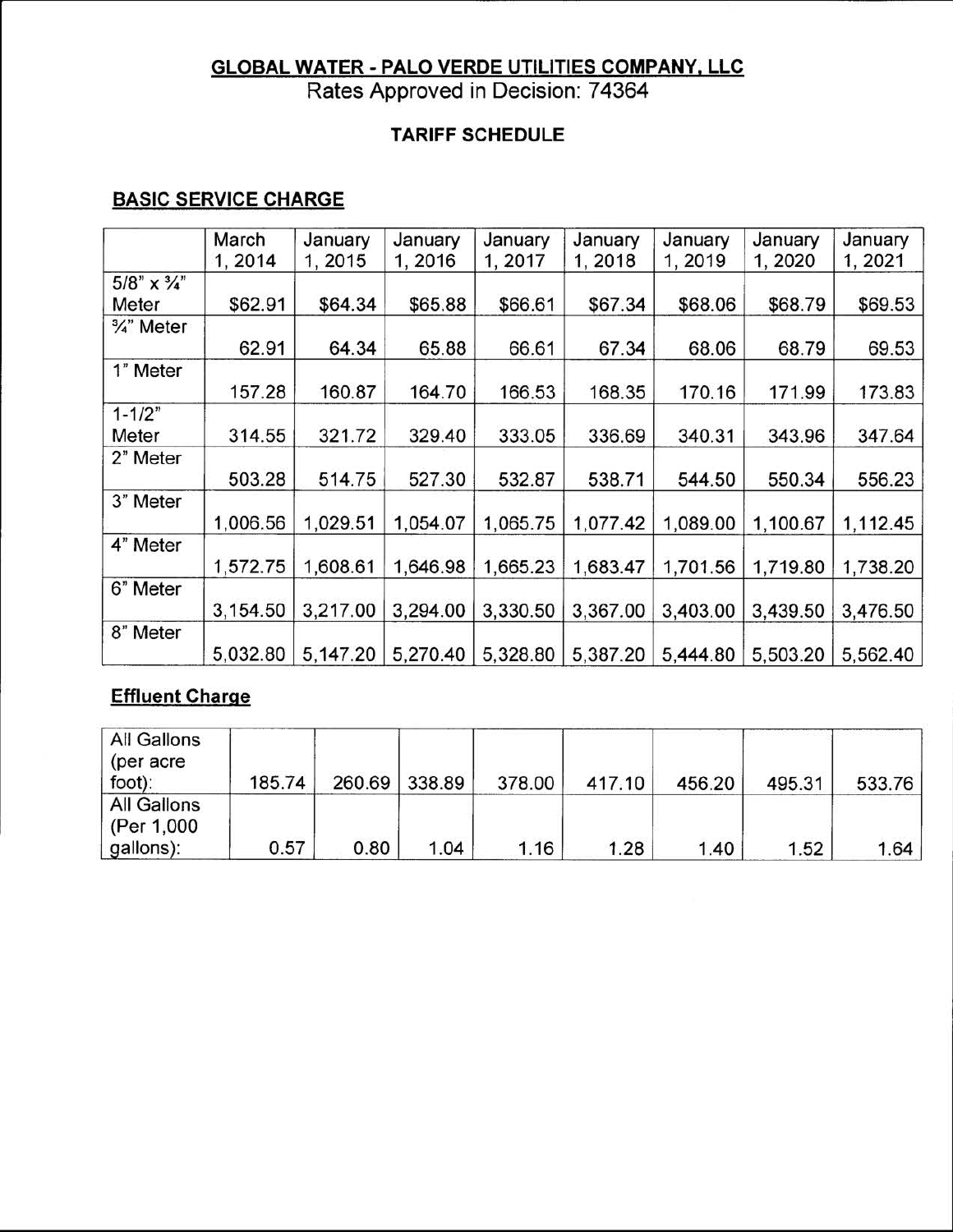## GLOBAL WATER - PALO VERDE UTILITIES COMPANY, LLC

Rates Approved in Decision: 74364

### TARIFF SCHEDULE

### BASIC SERVICE CHARGE

| | March 1, 2014 | January 1, 2015 | January 1, 2016 | January 1, 2017 | January 1, 2018 | January 1, 2019 | January 1, 2020 | January 1, 2021 |
|---|---|---|---|---|---|---|---|---|
| 5/8" x ¾" Meter | $62.91 | $64.34 | $65.88 | $66.61 | $67.34 | $68.06 | $68.79 | $69.53 |
| ¾" Meter | 62.91 | 64.34 | 65.88 | 66.61 | 67.34 | 68.06 | 68.79 | 69.53 |
| 1" Meter | 157.28 | 160.87 | 164.70 | 166.53 | 168.35 | 170.16 | 171.99 | 173.83 |
| 1-1/2" Meter | 314.55 | 321.72 | 329.40 | 333.05 | 336.69 | 340.31 | 343.96 | 347.64 |
| 2" Meter | 503.28 | 514.75 | 527.30 | 532.87 | 538.71 | 544.50 | 550.34 | 556.23 |
| 3" Meter | 1,006.56 | 1,029.51 | 1,054.07 | 1,065.75 | 1,077.42 | 1,089.00 | 1,100.67 | 1,112.45 |
| 4" Meter | 1,572.75 | 1,608.61 | 1,646.98 | 1,665.23 | 1,683.47 | 1,701.56 | 1,719.80 | 1,738.20 |
| 6" Meter | 3,154.50 | 3,217.00 | 3,294.00 | 3,330.50 | 3,367.00 | 3,403.00 | 3,439.50 | 3,476.50 |
| 8" Meter | 5,032.80 | 5,147.20 | 5,270.40 | 5,328.80 | 5,387.20 | 5,444.80 | 5,503.20 | 5,562.40 |

### Effluent Charge

| | | | | | | | | |
|---|---|---|---|---|---|---|---|---|
| All Gallons (per acre foot): | 185.74 | 260.69 | 338.89 | 378.00 | 417.10 | 456.20 | 495.31 | 533.76 |
| All Gallons (Per 1,000 gallons): | 0.57 | 0.80 | 1.04 | 1.16 | 1.28 | 1.40 | 1.52 | 1.64 |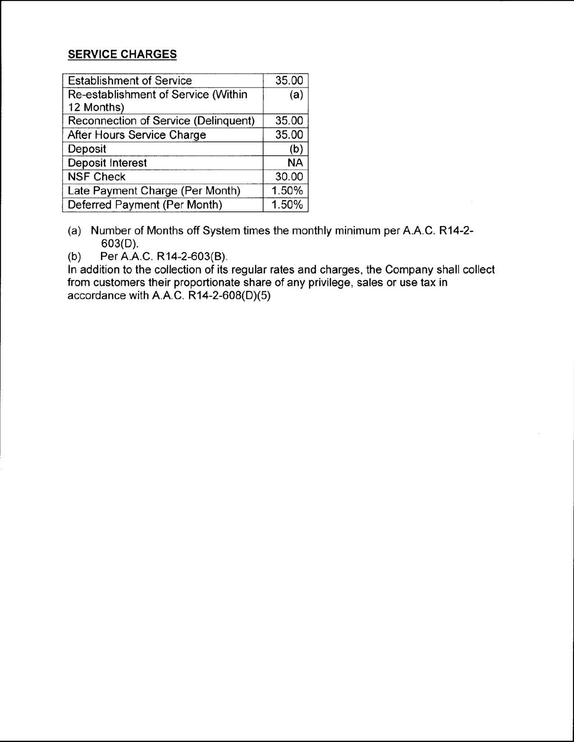## SERVICE CHARGES

| Charge | Amount |
|---|---|
| Establishment of Service | 35.00 |
| Re-establishment of Service (Within 12 Months) | (a) |
| Reconnection of Service (Delinquent) | 35.00 |
| After Hours Service Charge | 35.00 |
| Deposit | (b) |
| Deposit Interest | NA |
| NSF Check | 30.00 |
| Late Payment Charge (Per Month) | 1.50% |
| Deferred Payment (Per Month) | 1.50% |

(a) Number of Months off System times the monthly minimum per A.A.C. R14-2-603(D).

(b) Per A.A.C. R14-2-603(B).

In addition to the collection of its regular rates and charges, the Company shall collect from customers their proportionate share of any privilege, sales or use tax in accordance with A.A.C. R14-2-608(D)(5)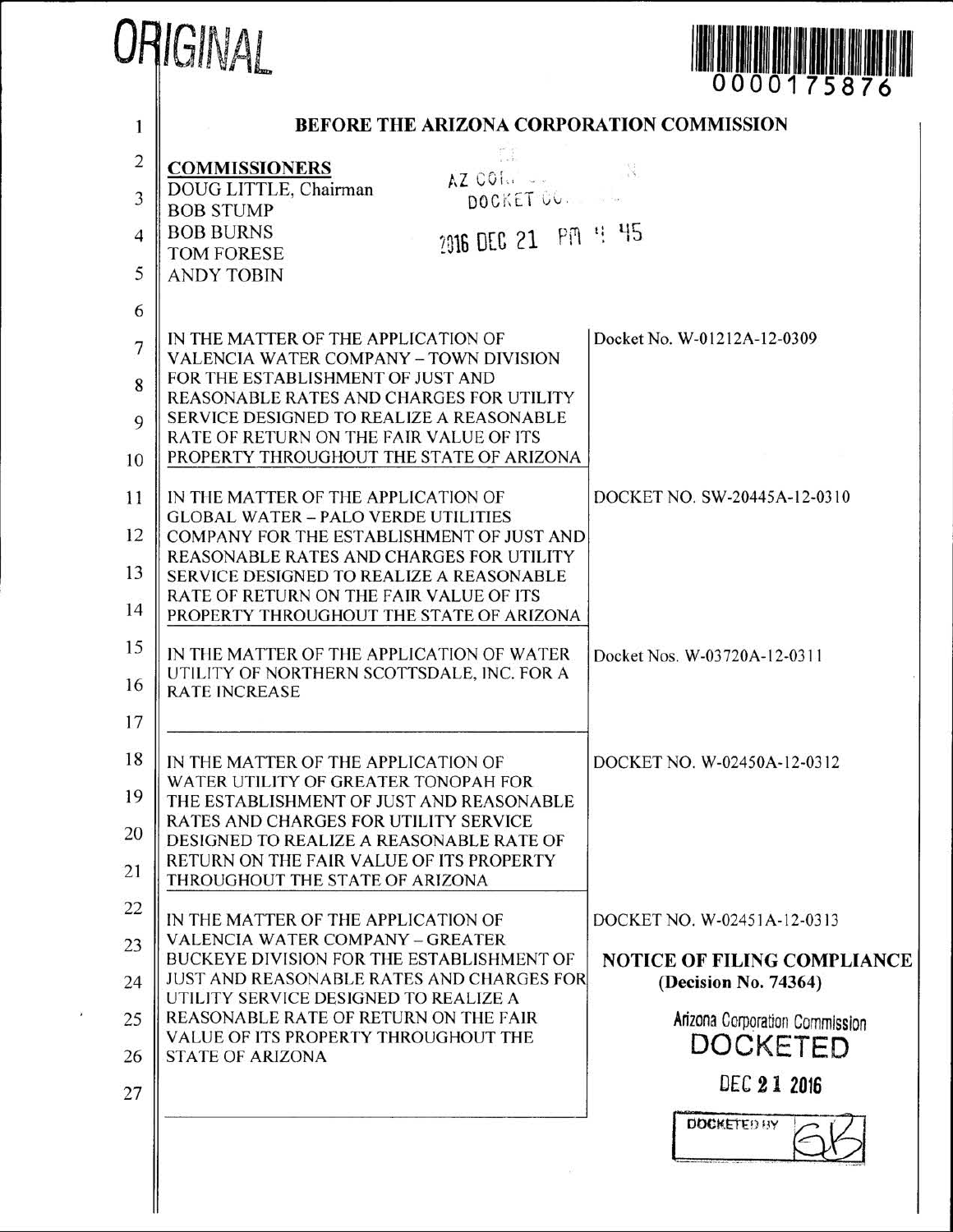ORIGINAL

0000175876

# BEFORE THE ARIZONA CORPORATION COMMISSION

**COMMISSIONERS**
DOUG LITTLE, Chairman
BOB STUMP
BOB BURNS
TOM FORESE
ANDY TOBIN

AZ CORP COMM
DOCKET CONTROL

2016 DEC 21 PM 4 45

| | |
|---|---|
| IN THE MATTER OF THE APPLICATION OF VALENCIA WATER COMPANY – TOWN DIVISION FOR THE ESTABLISHMENT OF JUST AND REASONABLE RATES AND CHARGES FOR UTILITY SERVICE DESIGNED TO REALIZE A REASONABLE RATE OF RETURN ON THE FAIR VALUE OF ITS PROPERTY THROUGHOUT THE STATE OF ARIZONA | Docket No. W-01212A-12-0309 |
| IN THE MATTER OF THE APPLICATION OF GLOBAL WATER – PALO VERDE UTILITIES COMPANY FOR THE ESTABLISHMENT OF JUST AND REASONABLE RATES AND CHARGES FOR UTILITY SERVICE DESIGNED TO REALIZE A REASONABLE RATE OF RETURN ON THE FAIR VALUE OF ITS PROPERTY THROUGHOUT THE STATE OF ARIZONA | DOCKET NO. SW-20445A-12-0310 |
| IN THE MATTER OF THE APPLICATION OF WATER UTILITY OF NORTHERN SCOTTSDALE, INC. FOR A RATE INCREASE | Docket Nos. W-03720A-12-0311 |
| IN THE MATTER OF THE APPLICATION OF WATER UTILITY OF GREATER TONOPAH FOR THE ESTABLISHMENT OF JUST AND REASONABLE RATES AND CHARGES FOR UTILITY SERVICE DESIGNED TO REALIZE A REASONABLE RATE OF RETURN ON THE FAIR VALUE OF ITS PROPERTY THROUGHOUT THE STATE OF ARIZONA | DOCKET NO. W-02450A-12-0312 |
| IN THE MATTER OF THE APPLICATION OF VALENCIA WATER COMPANY – GREATER BUCKEYE DIVISION FOR THE ESTABLISHMENT OF JUST AND REASONABLE RATES AND CHARGES FOR UTILITY SERVICE DESIGNED TO REALIZE A REASONABLE RATE OF RETURN ON THE FAIR VALUE OF ITS PROPERTY THROUGHOUT THE STATE OF ARIZONA | DOCKET NO. W-02451A-12-0313<br><br>**NOTICE OF FILING COMPLIANCE (Decision No. 74364)** |

Arizona Corporation Commission
DOCKETED

DEC 21 2016

DOCKETED BY GB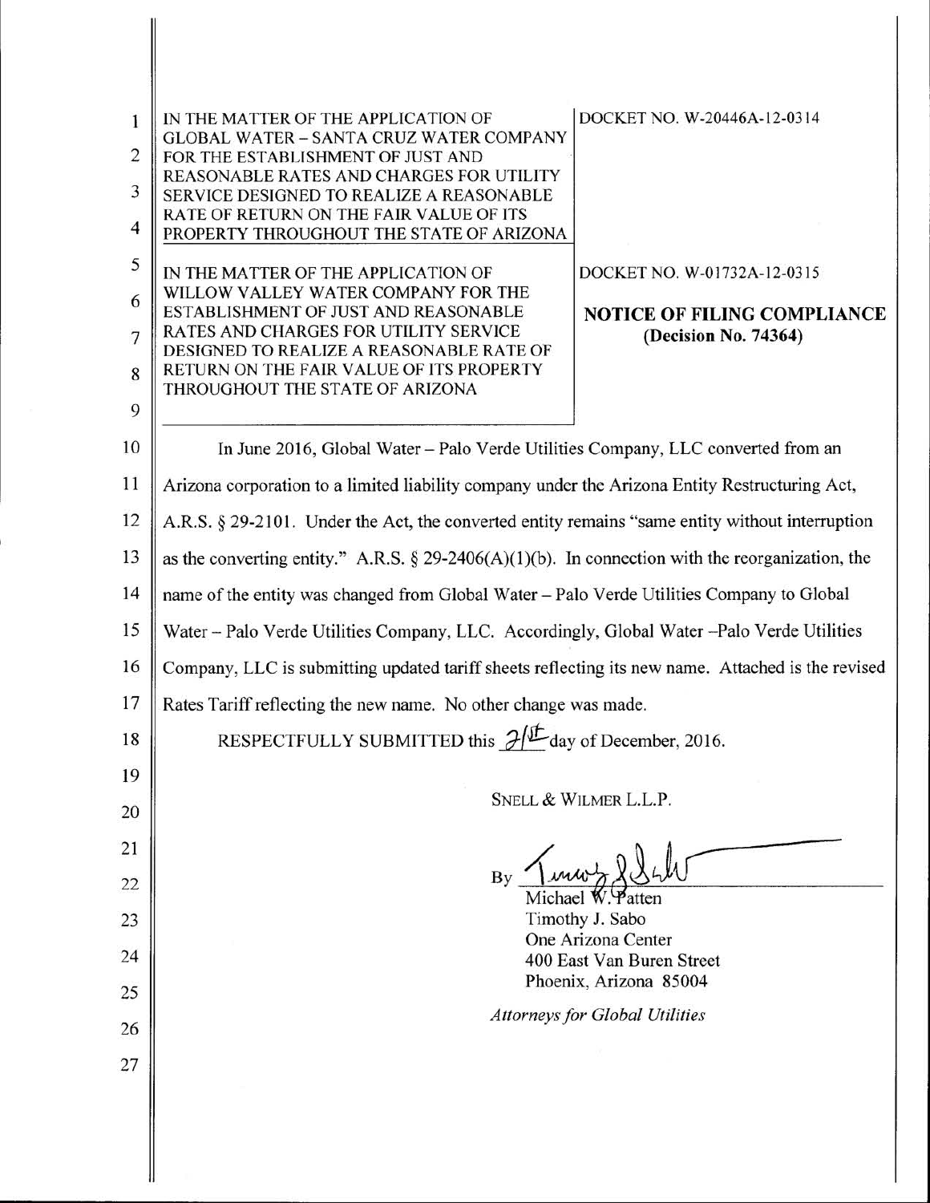| IN THE MATTER OF THE APPLICATION OF GLOBAL WATER – SANTA CRUZ WATER COMPANY FOR THE ESTABLISHMENT OF JUST AND REASONABLE RATES AND CHARGES FOR UTILITY SERVICE DESIGNED TO REALIZE A REASONABLE RATE OF RETURN ON THE FAIR VALUE OF ITS PROPERTY THROUGHOUT THE STATE OF ARIZONA | DOCKET NO. W-20446A-12-0314 |
|---|---|
| IN THE MATTER OF THE APPLICATION OF WILLOW VALLEY WATER COMPANY FOR THE ESTABLISHMENT OF JUST AND REASONABLE RATES AND CHARGES FOR UTILITY SERVICE DESIGNED TO REALIZE A REASONABLE RATE OF RETURN ON THE FAIR VALUE OF ITS PROPERTY THROUGHOUT THE STATE OF ARIZONA | DOCKET NO. W-01732A-12-0315<br><br>**NOTICE OF FILING COMPLIANCE (Decision No. 74364)** |

In June 2016, Global Water – Palo Verde Utilities Company, LLC converted from an Arizona corporation to a limited liability company under the Arizona Entity Restructuring Act, A.R.S. § 29-2101. Under the Act, the converted entity remains "same entity without interruption as the converting entity." A.R.S. § 29-2406(A)(1)(b). In connection with the reorganization, the name of the entity was changed from Global Water – Palo Verde Utilities Company to Global Water – Palo Verde Utilities Company, LLC. Accordingly, Global Water –Palo Verde Utilities Company, LLC is submitting updated tariff sheets reflecting its new name. Attached is the revised Rates Tariff reflecting the new name. No other change was made.

RESPECTFULLY SUBMITTED this 21st day of December, 2016.

SNELL & WILMER L.L.P.

By ______________________
Michael W. Patten
Timothy J. Sabo
One Arizona Center
400 East Van Buren Street
Phoenix, Arizona 85004

*Attorneys for Global Utilities*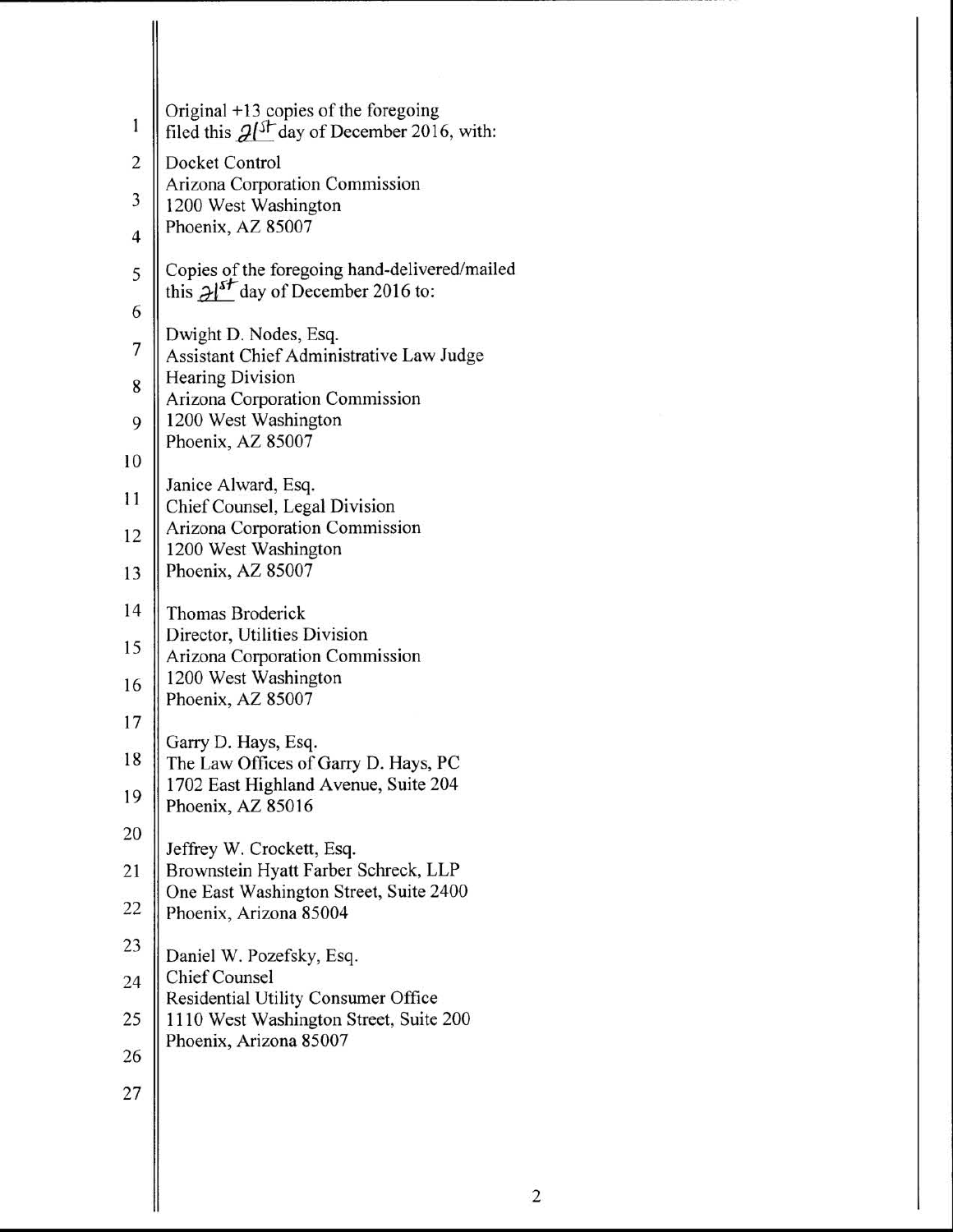Original +13 copies of the foregoing
filed this 21st day of December 2016, with:

Docket Control
Arizona Corporation Commission
1200 West Washington
Phoenix, AZ 85007

Copies of the foregoing hand-delivered/mailed
this 21st day of December 2016 to:

Dwight D. Nodes, Esq.
Assistant Chief Administrative Law Judge
Hearing Division
Arizona Corporation Commission
1200 West Washington
Phoenix, AZ 85007

Janice Alward, Esq.
Chief Counsel, Legal Division
Arizona Corporation Commission
1200 West Washington
Phoenix, AZ 85007

Thomas Broderick
Director, Utilities Division
Arizona Corporation Commission
1200 West Washington
Phoenix, AZ 85007

Garry D. Hays, Esq.
The Law Offices of Garry D. Hays, PC
1702 East Highland Avenue, Suite 204
Phoenix, AZ 85016

Jeffrey W. Crockett, Esq.
Brownstein Hyatt Farber Schreck, LLP
One East Washington Street, Suite 2400
Phoenix, Arizona 85004

Daniel W. Pozefsky, Esq.
Chief Counsel
Residential Utility Consumer Office
1110 West Washington Street, Suite 200
Phoenix, Arizona 85007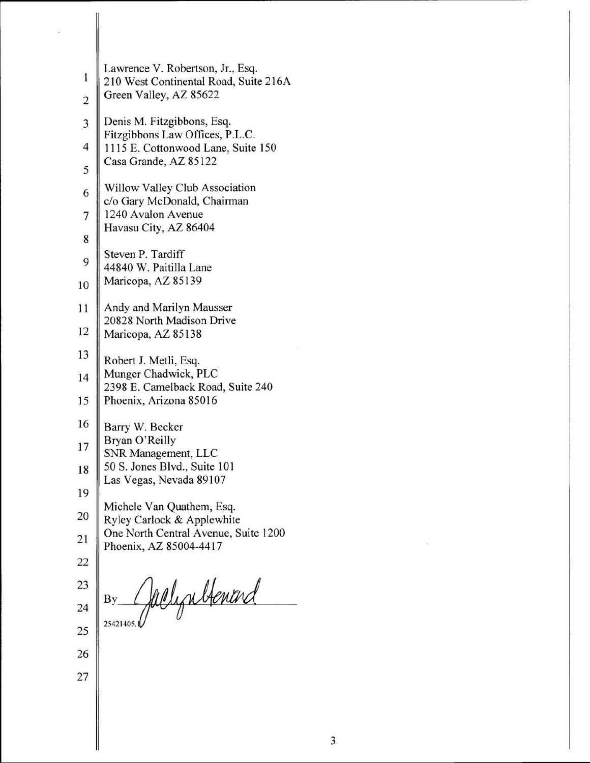Lawrence V. Robertson, Jr., Esq.
210 West Continental Road, Suite 216A
Green Valley, AZ 85622

Denis M. Fitzgibbons, Esq.
Fitzgibbons Law Offices, P.L.C.
1115 E. Cottonwood Lane, Suite 150
Casa Grande, AZ 85122

Willow Valley Club Association
c/o Gary McDonald, Chairman
1240 Avalon Avenue
Havasu City, AZ 86404

Steven P. Tardiff
44840 W. Paitilla Lane
Maricopa, AZ 85139

Andy and Marilyn Mausser
20828 North Madison Drive
Maricopa, AZ 85138

Robert J. Metli, Esq.
Munger Chadwick, PLC
2398 E. Camelback Road, Suite 240
Phoenix, Arizona 85016

Barry W. Becker
Bryan O'Reilly
SNR Management, LLC
50 S. Jones Blvd., Suite 101
Las Vegas, Nevada 89107

Michele Van Quathem, Esq.
Ryley Carlock & Applewhite
One North Central Avenue, Suite 1200
Phoenix, AZ 85004-4417

By Jaclyn Howard

25421405.1